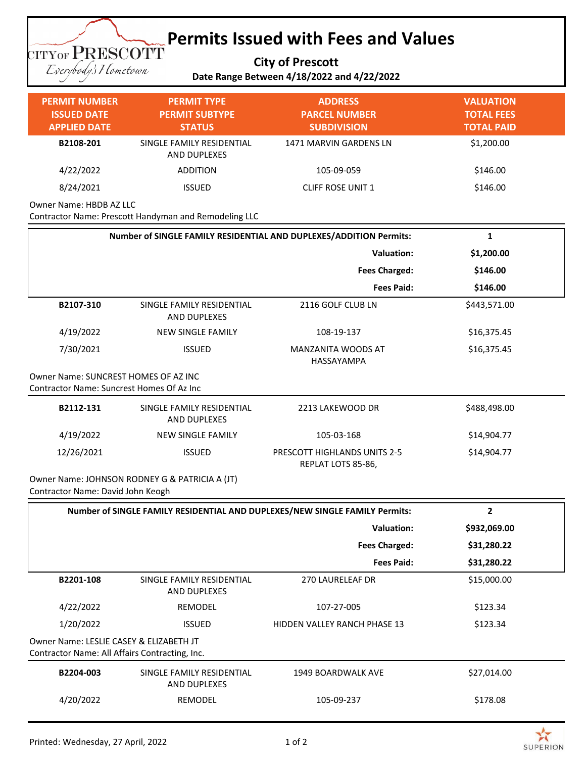# Permits Issued with Fees and Values

**City of Prescott**

**Date Range Between 4/18/2022 and 4/22/2022**

| PERMIT NUMBER<br>ISSUED DATE<br>APPLIED DATE | PERMIT TYPE<br>PERMIT SUBTYPE<br>STATUS | ADDRESS<br>PARCEL NUMBER<br>SUBDIVISION | VALUATION<br>TOTAL FEES<br>TOTAL PAID |
|---|---|---|---|
| **B2108-201** | SINGLE FAMILY RESIDENTIAL AND DUPLEXES | 1471 MARVIN GARDENS LN | $1,200.00 |
| 4/22/2022 | ADDITION | 105-09-059 | $146.00 |
| 8/24/2021 | ISSUED | CLIFF ROSE UNIT 1 | $146.00 |

Owner Name: HBDB AZ LLC
Contractor Name: Prescott Handyman and Remodeling LLC

| **Number of SINGLE FAMILY RESIDENTIAL AND DUPLEXES/ADDITION Permits:** | **1** |
|---|---|
| **Valuation:** | **$1,200.00** |
| **Fees Charged:** | **$146.00** |
| **Fees Paid:** | **$146.00** |

| PERMIT NUMBER<br>ISSUED DATE<br>APPLIED DATE | PERMIT TYPE<br>PERMIT SUBTYPE<br>STATUS | ADDRESS<br>PARCEL NUMBER<br>SUBDIVISION | VALUATION<br>TOTAL FEES<br>TOTAL PAID |
|---|---|---|---|
| **B2107-310** | SINGLE FAMILY RESIDENTIAL AND DUPLEXES | 2116 GOLF CLUB LN | $443,571.00 |
| 4/19/2022 | NEW SINGLE FAMILY | 108-19-137 | $16,375.45 |
| 7/30/2021 | ISSUED | MANZANITA WOODS AT HASSAYAMPA | $16,375.45 |

Owner Name: SUNCREST HOMES OF AZ INC
Contractor Name: Suncrest Homes Of Az Inc

| PERMIT NUMBER<br>ISSUED DATE<br>APPLIED DATE | PERMIT TYPE<br>PERMIT SUBTYPE<br>STATUS | ADDRESS<br>PARCEL NUMBER<br>SUBDIVISION | VALUATION<br>TOTAL FEES<br>TOTAL PAID |
|---|---|---|---|
| **B2112-131** | SINGLE FAMILY RESIDENTIAL AND DUPLEXES | 2213 LAKEWOOD DR | $488,498.00 |
| 4/19/2022 | NEW SINGLE FAMILY | 105-03-168 | $14,904.77 |
| 12/26/2021 | ISSUED | PRESCOTT HIGHLANDS UNITS 2-5 REPLAT LOTS 85-86, | $14,904.77 |

Owner Name: JOHNSON RODNEY G & PATRICIA A (JT)
Contractor Name: David John Keogh

| **Number of SINGLE FAMILY RESIDENTIAL AND DUPLEXES/NEW SINGLE FAMILY Permits:** | **2** |
|---|---|
| **Valuation:** | **$932,069.00** |
| **Fees Charged:** | **$31,280.22** |
| **Fees Paid:** | **$31,280.22** |

| PERMIT NUMBER<br>ISSUED DATE<br>APPLIED DATE | PERMIT TYPE<br>PERMIT SUBTYPE<br>STATUS | ADDRESS<br>PARCEL NUMBER<br>SUBDIVISION | VALUATION<br>TOTAL FEES<br>TOTAL PAID |
|---|---|---|---|
| **B2201-108** | SINGLE FAMILY RESIDENTIAL AND DUPLEXES | 270 LAURELEAF DR | $15,000.00 |
| 4/22/2022 | REMODEL | 107-27-005 | $123.34 |
| 1/20/2022 | ISSUED | HIDDEN VALLEY RANCH PHASE 13 | $123.34 |

Owner Name: LESLIE CASEY & ELIZABETH JT
Contractor Name: All Affairs Contracting, Inc.

| PERMIT NUMBER<br>ISSUED DATE<br>APPLIED DATE | PERMIT TYPE<br>PERMIT SUBTYPE<br>STATUS | ADDRESS<br>PARCEL NUMBER<br>SUBDIVISION | VALUATION<br>TOTAL FEES<br>TOTAL PAID |
|---|---|---|---|
| **B2204-003** | SINGLE FAMILY RESIDENTIAL AND DUPLEXES | 1949 BOARDWALK AVE | $27,014.00 |
| 4/20/2022 | REMODEL | 105-09-237 | $178.08 |

Printed: Wednesday, 27 April, 2022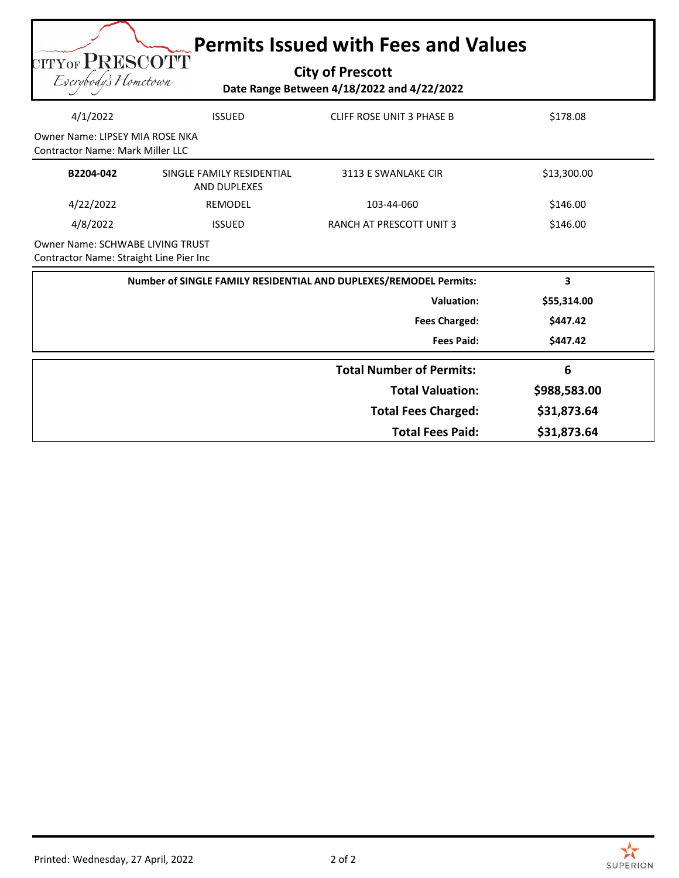# Permits Issued with Fees and Values

**City of Prescott**

**Date Range Between 4/18/2022 and 4/22/2022**

| | | | |
|---|---|---|---|
| 4/1/2022 | ISSUED | CLIFF ROSE UNIT 3 PHASE B | $178.08 |

Owner Name: LIPSEY MIA ROSE NKA
Contractor Name: Mark Miller LLC

| | | | |
|---|---|---|---|
| **B2204-042** | SINGLE FAMILY RESIDENTIAL AND DUPLEXES | 3113 E SWANLAKE CIR | $13,300.00 |
| 4/22/2022 | REMODEL | 103-44-060 | $146.00 |
| 4/8/2022 | ISSUED | RANCH AT PRESCOTT UNIT 3 | $146.00 |

Owner Name: SCHWABE LIVING TRUST
Contractor Name: Straight Line Pier Inc

| | |
|---|---|
| **Number of SINGLE FAMILY RESIDENTIAL AND DUPLEXES/REMODEL Permits:** | **3** |
| **Valuation:** | **$55,314.00** |
| **Fees Charged:** | **$447.42** |
| **Fees Paid:** | **$447.42** |

| | |
|---|---|
| **Total Number of Permits:** | **6** |
| **Total Valuation:** | **$988,583.00** |
| **Total Fees Charged:** | **$31,873.64** |
| **Total Fees Paid:** | **$31,873.64** |

Printed: Wednesday, 27 April, 2022